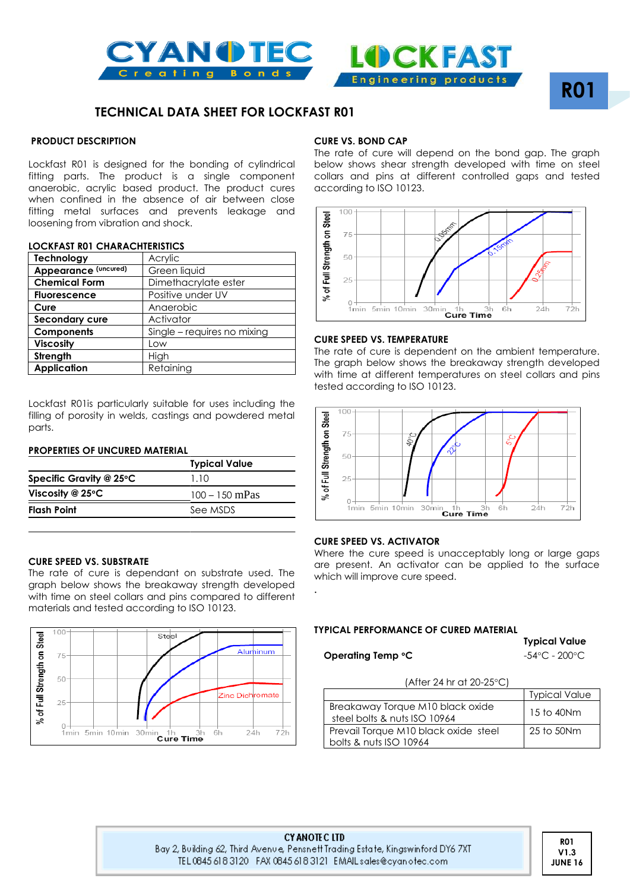CYANOTEC Creating Bonds

LOCKFAST Engineering products

R01

# TECHNICAL DATA SHEET FOR LOCKFAST R01

## PRODUCT DESCRIPTION

Lockfast R01 is designed for the bonding of cylindrical fitting parts. The product is a single component anaerobic, acrylic based product. The product cures when confined in the absence of air between close fitting metal surfaces and prevents leakage and loosening from vibration and shock.

## LOCKFAST R01 CHARACHTERISTICS

| | |
|---|---|
| **Technology** | Acrylic |
| **Appearance** (uncured) | Green liquid |
| **Chemical Form** | Dimethacrylate ester |
| **Fluorescence** | Positive under UV |
| **Cure** | Anaerobic |
| **Secondary cure** | Activator |
| **Components** | Single – requires no mixing |
| **Viscosity** | Low |
| **Strength** | High |
| **Application** | Retaining |

Lockfast R01is particularly suitable for uses including the filling of porosity in welds, castings and powdered metal parts.

## PROPERTIES OF UNCURED MATERIAL

| | Typical Value |
|---|---|
| **Specific Gravity @ 25°C** | 1.10 |
| **Viscosity @ 25°C** | 100 – 150 mPas |
| **Flash Point** | See MSDS |

## CURE SPEED VS. SUBSTRATE

The rate of cure is dependant on substrate used. The graph below shows the breakaway strength developed with time on steel collars and pins compared to different materials and tested according to ISO 10123.

## CURE VS. BOND CAP

The rate of cure will depend on the bond gap. The graph below shows shear strength developed with time on steel collars and pins at different controlled gaps and tested according to ISO 10123.

## CURE SPEED VS. TEMPERATURE

The rate of cure is dependent on the ambient temperature. The graph below shows the breakaway strength developed with time at different temperatures on steel collars and pins tested according to ISO 10123.

## CURE SPEED VS. ACTIVATOR

Where the cure speed is unacceptably long or large gaps are present. An activator can be applied to the surface which will improve cure speed.

.

## TYPICAL PERFORMANCE OF CURED MATERIAL

| | Typical Value |
|---|---|
| **Operating Temp °C** | -54°C - 200°C |

(After 24 hr at 20-25°C)

| | Typical Value |
|---|---|
| Breakaway Torque M10 black oxide steel bolts & nuts ISO 10964 | 15 to 40Nm |
| Prevail Torque M10 black oxide steel bolts & nuts ISO 10964 | 25 to 50Nm |

**CYANOTEC LTD**
Bay 2, Building 62, Third Avenue, Pensnett Trading Estate, Kingswinford DY6 7XT
TEL 0845 618 3120 FAX 0845 618 3121 EMAIL sales@cyanotec.com

R01
V1.3
JUNE 16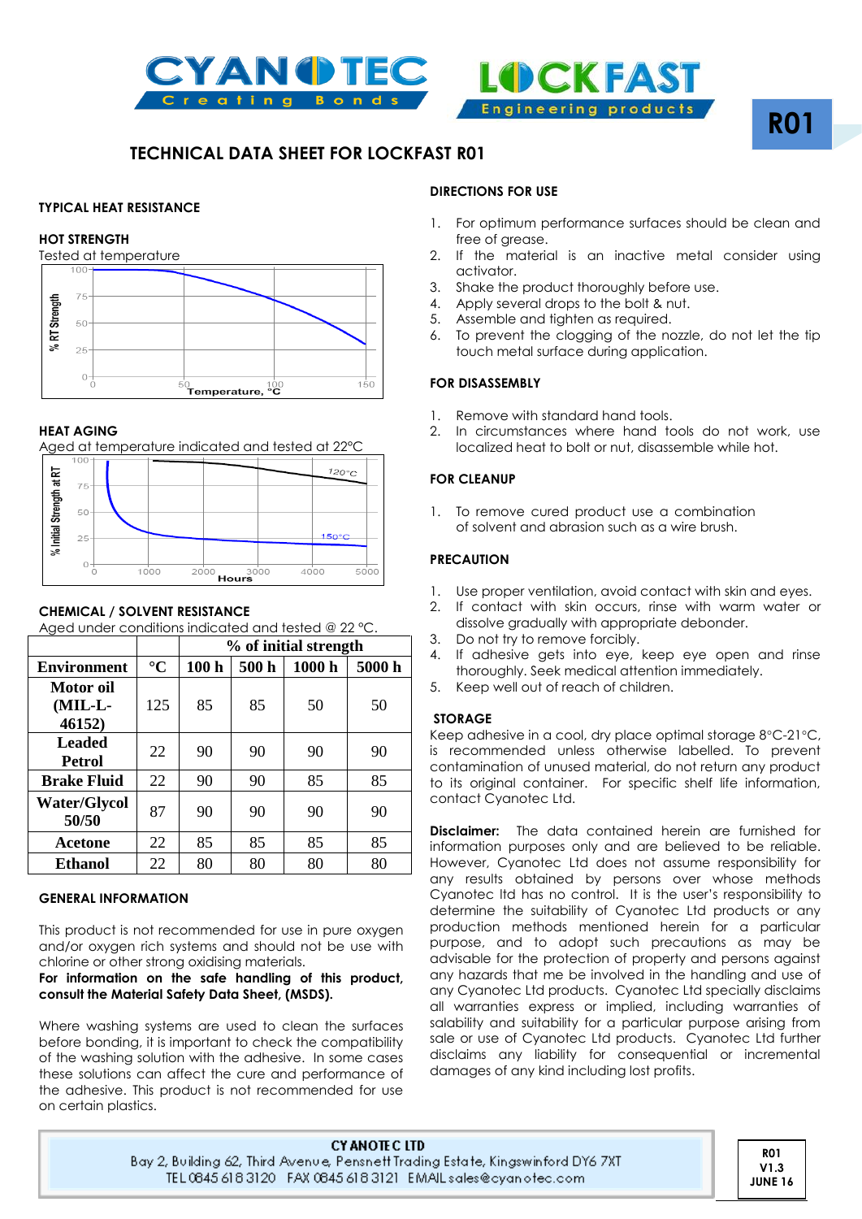# TECHNICAL DATA SHEET FOR LOCKFAST R01

R01

## TYPICAL HEAT RESISTANCE

### HOT STRENGTH

Tested at temperature

% RT Strength
100
75
50
25
0
0
50
100
150
Temperature, °C

### HEAT AGING

Aged at temperature indicated and tested at 22°C

% Initial Strength at RT
100
75
50
25
0
0
1000
2000
3000
4000
5000
Hours
120°C
150°C

### CHEMICAL / SOLVENT RESISTANCE

Aged under conditions indicated and tested @ 22 °C.

| | | % of initial strength | | | |
|---|---|---|---|---|---|
| **Environment** | **°C** | **100 h** | **500 h** | **1000 h** | **5000 h** |
| **Motor oil (MIL-L-46152)** | 125 | 85 | 85 | 50 | 50 |
| **Leaded Petrol** | 22 | 90 | 90 | 90 | 90 |
| **Brake Fluid** | 22 | 90 | 90 | 85 | 85 |
| **Water/Glycol 50/50** | 87 | 90 | 90 | 90 | 90 |
| **Acetone** | 22 | 85 | 85 | 85 | 85 |
| **Ethanol** | 22 | 80 | 80 | 80 | 80 |

### GENERAL INFORMATION

This product is not recommended for use in pure oxygen and/or oxygen rich systems and should not be use with chlorine or other strong oxidising materials.

**For information on the safe handling of this product, consult the Material Safety Data Sheet, (MSDS).**

Where washing systems are used to clean the surfaces before bonding, it is important to check the compatibility of the washing solution with the adhesive. In some cases these solutions can affect the cure and performance of the adhesive. This product is not recommended for use on certain plastics.

### DIRECTIONS FOR USE

1. For optimum performance surfaces should be clean and free of grease.
2. If the material is an inactive metal consider using activator.
3. Shake the product thoroughly before use.
4. Apply several drops to the bolt & nut.
5. Assemble and tighten as required.
6. To prevent the clogging of the nozzle, do not let the tip touch metal surface during application.

### FOR DISASSEMBLY

1. Remove with standard hand tools.
2. In circumstances where hand tools do not work, use localized heat to bolt or nut, disassemble while hot.

### FOR CLEANUP

1. To remove cured product use a combination of solvent and abrasion such as a wire brush.

### PRECAUTION

1. Use proper ventilation, avoid contact with skin and eyes.
2. If contact with skin occurs, rinse with warm water or dissolve gradually with appropriate debonder.
3. Do not try to remove forcibly.
4. If adhesive gets into eye, keep eye open and rinse thoroughly. Seek medical attention immediately.
5. Keep well out of reach of children.

### STORAGE

Keep adhesive in a cool, dry place optimal storage 8°C-21°C, is recommended unless otherwise labelled. To prevent contamination of unused material, do not return any product to its original container. For specific shelf life information, contact Cyanotec Ltd.

**Disclaimer:** The data contained herein are furnished for information purposes only and are believed to be reliable. However, Cyanotec Ltd does not assume responsibility for any results obtained by persons over whose methods Cyanotec ltd has no control. It is the user's responsibility to determine the suitability of Cyanotec Ltd products or any production methods mentioned herein for a particular purpose, and to adopt such precautions as may be advisable for the protection of property and persons against any hazards that me be involved in the handling and use of any Cyanotec Ltd products. Cyanotec Ltd specially disclaims all warranties express or implied, including warranties of salability and suitability for a particular purpose arising from sale or use of Cyanotec Ltd products. Cyanotec Ltd further disclaims any liability for consequential or incremental damages of any kind including lost profits.

**CYANOTEC LTD**
Bay 2, Building 62, Third Avenue, Pensnett Trading Estate, Kingswinford DY6 7XT
TEL 0845 618 3120 FAX 0845 618 3121 EMAIL sales@cyanotec.com

R01
V1.3
JUNE 16